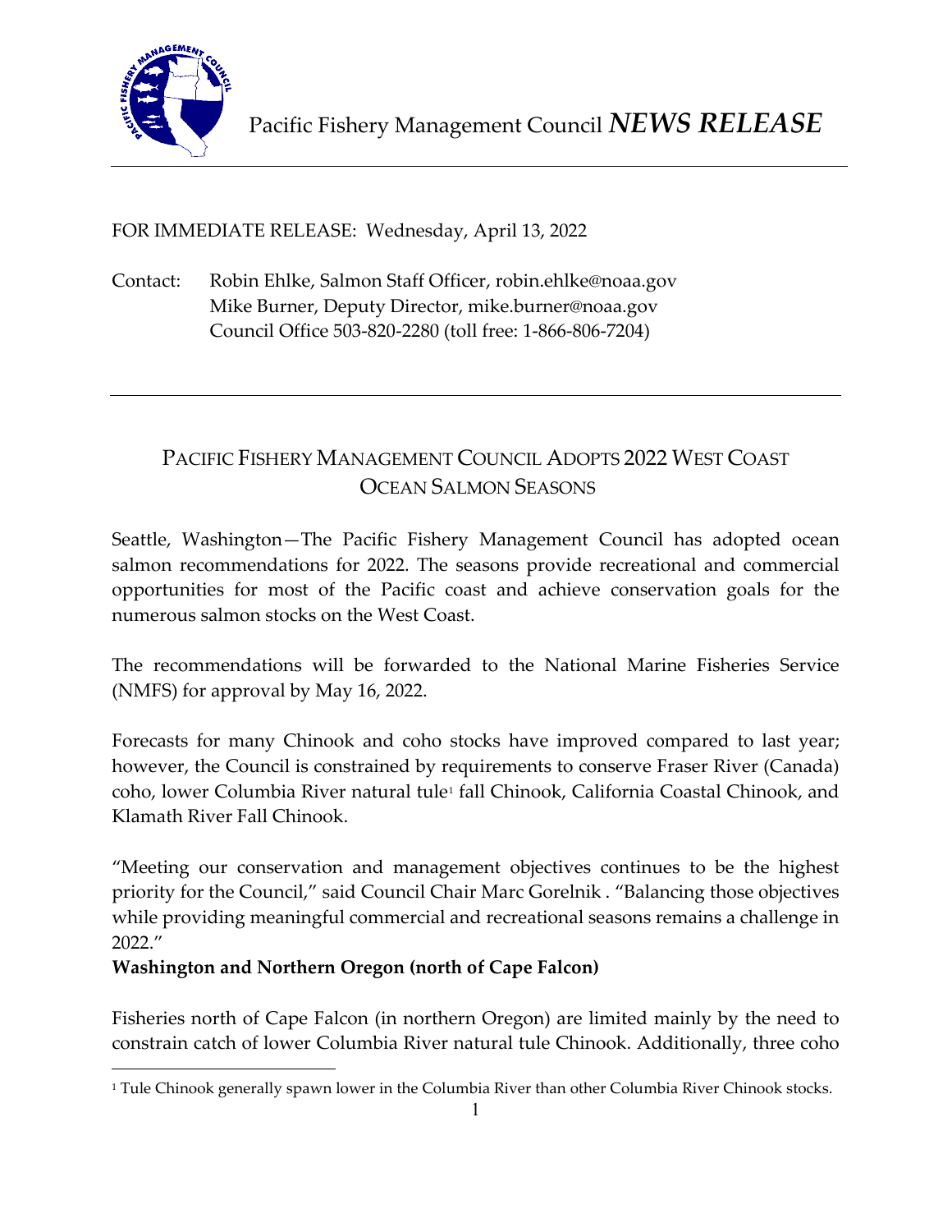Pacific Fishery Management Council *NEWS RELEASE*

FOR IMMEDIATE RELEASE: Wednesday, April 13, 2022

Contact: Robin Ehlke, Salmon Staff Officer, robin.ehlke@noaa.gov
Mike Burner, Deputy Director, mike.burner@noaa.gov
Council Office 503-820-2280 (toll free: 1-866-806-7204)

# PACIFIC FISHERY MANAGEMENT COUNCIL ADOPTS 2022 WEST COAST OCEAN SALMON SEASONS

Seattle, Washington—The Pacific Fishery Management Council has adopted ocean salmon recommendations for 2022. The seasons provide recreational and commercial opportunities for most of the Pacific coast and achieve conservation goals for the numerous salmon stocks on the West Coast.

The recommendations will be forwarded to the National Marine Fisheries Service (NMFS) for approval by May 16, 2022.

Forecasts for many Chinook and coho stocks have improved compared to last year; however, the Council is constrained by requirements to conserve Fraser River (Canada) coho, lower Columbia River natural tule[1] fall Chinook, California Coastal Chinook, and Klamath River Fall Chinook.

"Meeting our conservation and management objectives continues to be the highest priority for the Council," said Council Chair Marc Gorelnik . "Balancing those objectives while providing meaningful commercial and recreational seasons remains a challenge in 2022."

**Washington and Northern Oregon (north of Cape Falcon)**

Fisheries north of Cape Falcon (in northern Oregon) are limited mainly by the need to constrain catch of lower Columbia River natural tule Chinook. Additionally, three coho

[1] Tule Chinook generally spawn lower in the Columbia River than other Columbia River Chinook stocks.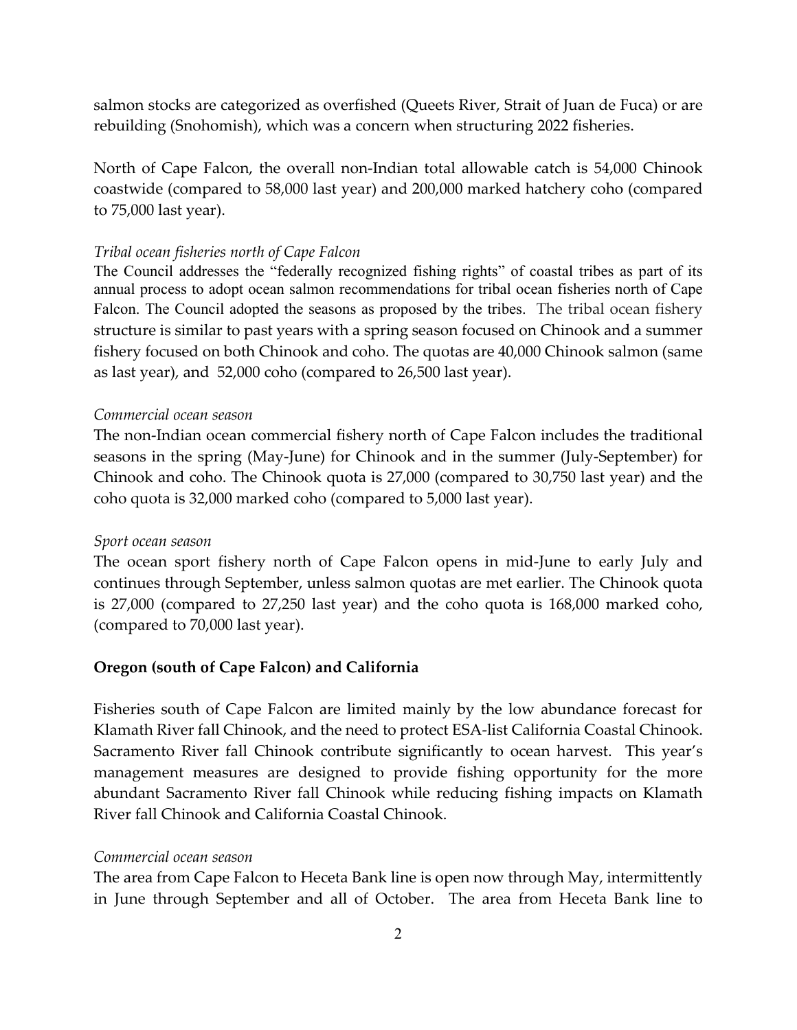salmon stocks are categorized as overfished (Queets River, Strait of Juan de Fuca) or are rebuilding (Snohomish), which was a concern when structuring 2022 fisheries.

North of Cape Falcon, the overall non-Indian total allowable catch is 54,000 Chinook coastwide (compared to 58,000 last year) and 200,000 marked hatchery coho (compared to 75,000 last year).

*Tribal ocean fisheries north of Cape Falcon*

The Council addresses the "federally recognized fishing rights" of coastal tribes as part of its annual process to adopt ocean salmon recommendations for tribal ocean fisheries north of Cape Falcon. The Council adopted the seasons as proposed by the tribes. The tribal ocean fishery structure is similar to past years with a spring season focused on Chinook and a summer fishery focused on both Chinook and coho. The quotas are 40,000 Chinook salmon (same as last year), and 52,000 coho (compared to 26,500 last year).

*Commercial ocean season*

The non-Indian ocean commercial fishery north of Cape Falcon includes the traditional seasons in the spring (May-June) for Chinook and in the summer (July-September) for Chinook and coho. The Chinook quota is 27,000 (compared to 30,750 last year) and the coho quota is 32,000 marked coho (compared to 5,000 last year).

*Sport ocean season*

The ocean sport fishery north of Cape Falcon opens in mid-June to early July and continues through September, unless salmon quotas are met earlier. The Chinook quota is 27,000 (compared to 27,250 last year) and the coho quota is 168,000 marked coho, (compared to 70,000 last year).

**Oregon (south of Cape Falcon) and California**

Fisheries south of Cape Falcon are limited mainly by the low abundance forecast for Klamath River fall Chinook, and the need to protect ESA-list California Coastal Chinook. Sacramento River fall Chinook contribute significantly to ocean harvest. This year's management measures are designed to provide fishing opportunity for the more abundant Sacramento River fall Chinook while reducing fishing impacts on Klamath River fall Chinook and California Coastal Chinook.

*Commercial ocean season*

The area from Cape Falcon to Heceta Bank line is open now through May, intermittently in June through September and all of October. The area from Heceta Bank line to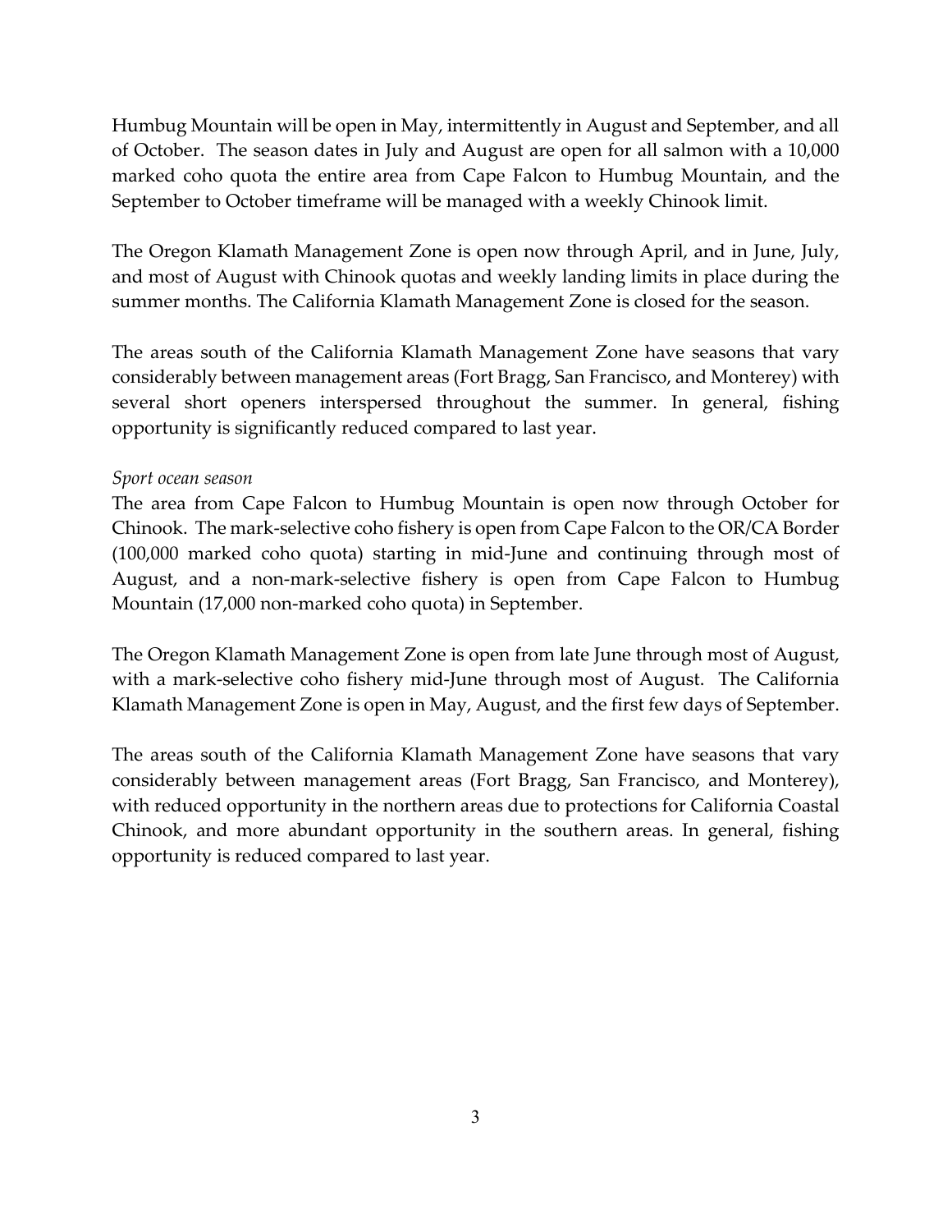Humbug Mountain will be open in May, intermittently in August and September, and all of October. The season dates in July and August are open for all salmon with a 10,000 marked coho quota the entire area from Cape Falcon to Humbug Mountain, and the September to October timeframe will be managed with a weekly Chinook limit.

The Oregon Klamath Management Zone is open now through April, and in June, July, and most of August with Chinook quotas and weekly landing limits in place during the summer months. The California Klamath Management Zone is closed for the season.

The areas south of the California Klamath Management Zone have seasons that vary considerably between management areas (Fort Bragg, San Francisco, and Monterey) with several short openers interspersed throughout the summer. In general, fishing opportunity is significantly reduced compared to last year.

*Sport ocean season*

The area from Cape Falcon to Humbug Mountain is open now through October for Chinook. The mark-selective coho fishery is open from Cape Falcon to the OR/CA Border (100,000 marked coho quota) starting in mid-June and continuing through most of August, and a non-mark-selective fishery is open from Cape Falcon to Humbug Mountain (17,000 non-marked coho quota) in September.

The Oregon Klamath Management Zone is open from late June through most of August, with a mark-selective coho fishery mid-June through most of August. The California Klamath Management Zone is open in May, August, and the first few days of September.

The areas south of the California Klamath Management Zone have seasons that vary considerably between management areas (Fort Bragg, San Francisco, and Monterey), with reduced opportunity in the northern areas due to protections for California Coastal Chinook, and more abundant opportunity in the southern areas. In general, fishing opportunity is reduced compared to last year.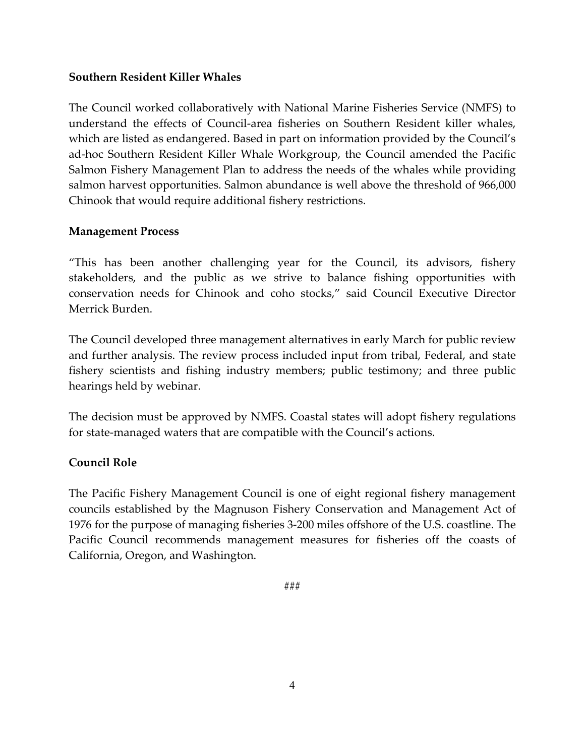## Southern Resident Killer Whales

The Council worked collaboratively with National Marine Fisheries Service (NMFS) to understand the effects of Council-area fisheries on Southern Resident killer whales, which are listed as endangered. Based in part on information provided by the Council's ad-hoc Southern Resident Killer Whale Workgroup, the Council amended the Pacific Salmon Fishery Management Plan to address the needs of the whales while providing salmon harvest opportunities. Salmon abundance is well above the threshold of 966,000 Chinook that would require additional fishery restrictions.

## Management Process

"This has been another challenging year for the Council, its advisors, fishery stakeholders, and the public as we strive to balance fishing opportunities with conservation needs for Chinook and coho stocks," said Council Executive Director Merrick Burden.

The Council developed three management alternatives in early March for public review and further analysis. The review process included input from tribal, Federal, and state fishery scientists and fishing industry members; public testimony; and three public hearings held by webinar.

The decision must be approved by NMFS. Coastal states will adopt fishery regulations for state-managed waters that are compatible with the Council's actions.

## Council Role

The Pacific Fishery Management Council is one of eight regional fishery management councils established by the Magnuson Fishery Conservation and Management Act of 1976 for the purpose of managing fisheries 3-200 miles offshore of the U.S. coastline. The Pacific Council recommends management measures for fisheries off the coasts of California, Oregon, and Washington.

###